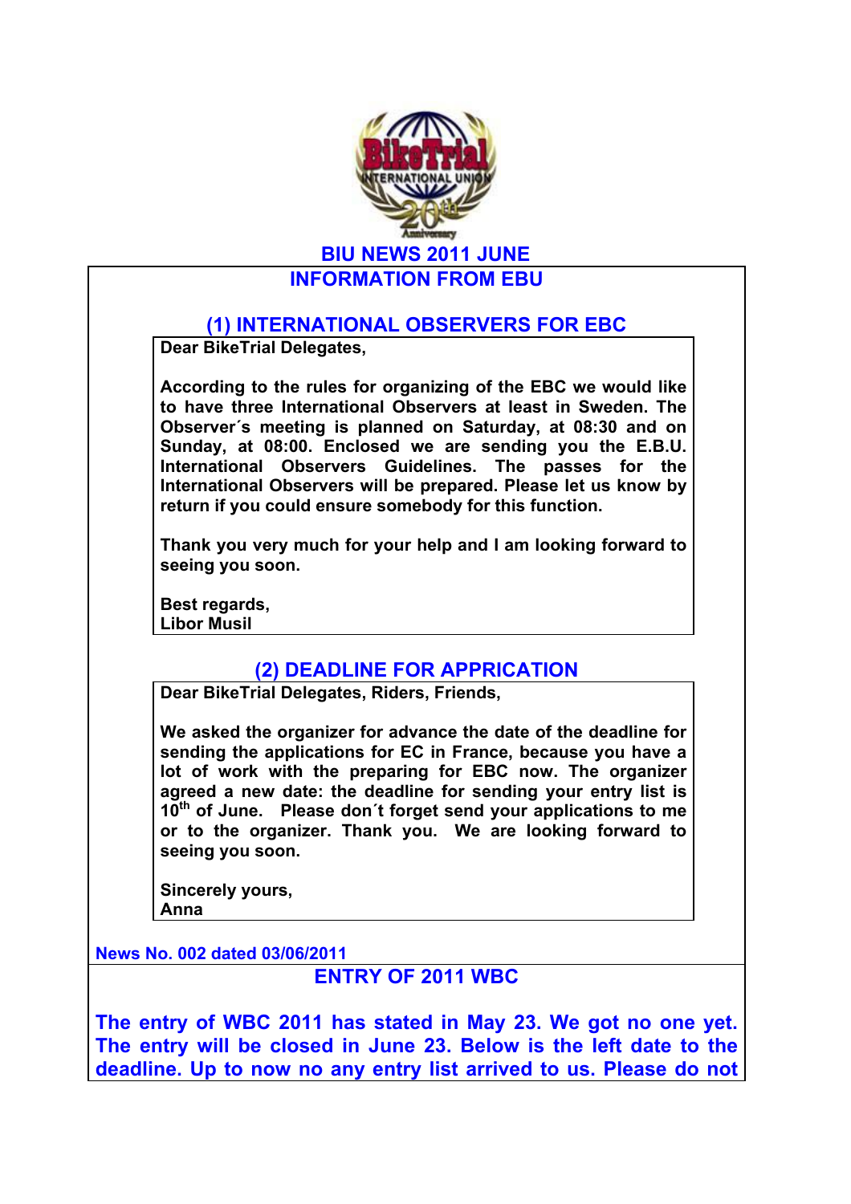# BIU NEWS 2011 JUNE

## INFORMATION FROM EBU

### (1) INTERNATIONAL OBSERVERS FOR EBC

**Dear BikeTrial Delegates,**

**According to the rules for organizing of the EBC we would like to have three International Observers at least in Sweden. The Observer´s meeting is planned on Saturday, at 08:30 and on Sunday, at 08:00. Enclosed we are sending you the E.B.U. International Observers Guidelines. The passes for the International Observers will be prepared. Please let us know by return if you could ensure somebody for this function.**

**Thank you very much for your help and I am looking forward to seeing you soon.**

**Best regards,**
**Libor Musil**

### (2) DEADLINE FOR APPRICATION

**Dear BikeTrial Delegates, Riders, Friends,**

**We asked the organizer for advance the date of the deadline for sending the applications for EC in France, because you have a lot of work with the preparing for EBC now. The organizer agreed a new date: the deadline for sending your entry list is 10th of June. Please don´t forget send your applications to me or to the organizer. Thank you. We are looking forward to seeing you soon.**

**Sincerely yours,**
**Anna**

**News No. 002 dated 03/06/2011**

## ENTRY OF 2011 WBC

**The entry of WBC 2011 has stated in May 23. We got no one yet. The entry will be closed in June 23. Below is the left date to the deadline. Up to now no any entry list arrived to us. Please do not**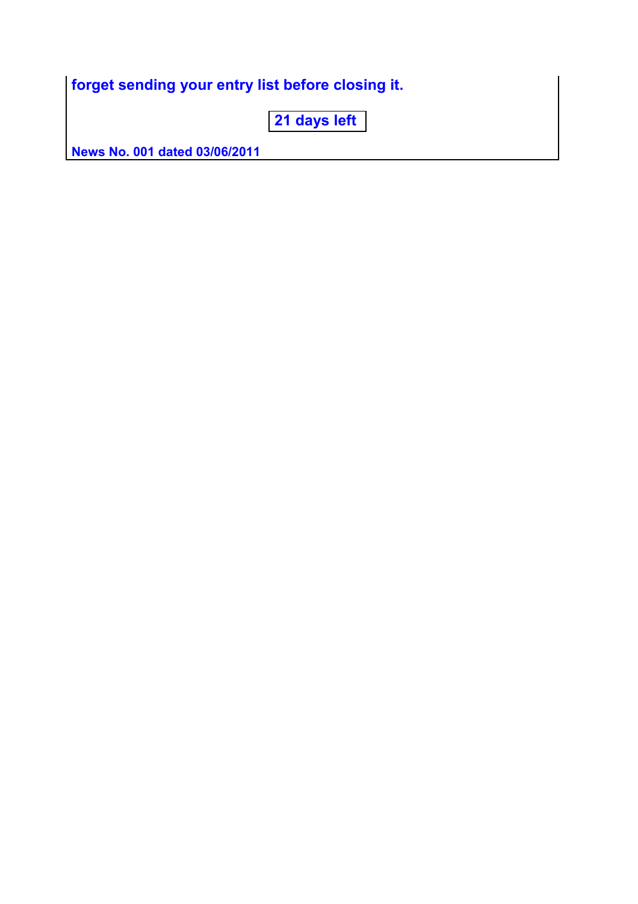**forget sending your entry list before closing it.**

**21 days left**

**News No. 001 dated 03/06/2011**